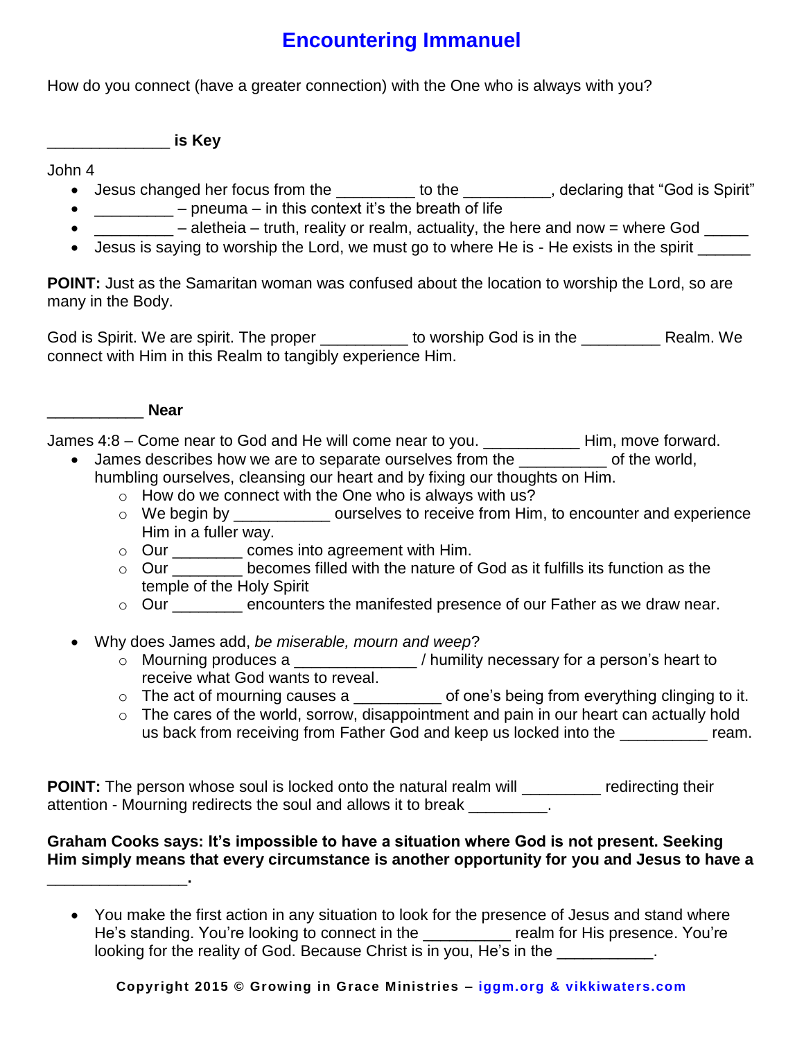# Encountering Immanuel

How do you connect (have a greater connection) with the One who is always with you?

**_____________ is Key**

John 4

- Jesus changed her focus from the _________ to the __________, declaring that "God is Spirit"
- _________ – pneuma – in this context it's the breath of life
- _________ – aletheia – truth, reality or realm, actuality, the here and now = where God _____
- Jesus is saying to worship the Lord, we must go to where He is - He exists in the spirit ______

**POINT:** Just as the Samaritan woman was confused about the location to worship the Lord, so are many in the Body.

God is Spirit. We are spirit. The proper __________ to worship God is in the _________ Realm. We connect with Him in this Realm to tangibly experience Him.

**___________ Near**

James 4:8 – Come near to God and He will come near to you. ___________ Him, move forward.

- James describes how we are to separate ourselves from the __________ of the world, humbling ourselves, cleansing our heart and by fixing our thoughts on Him.
  - How do we connect with the One who is always with us?
  - We begin by ___________ ourselves to receive from Him, to encounter and experience Him in a fuller way.
  - Our ________ comes into agreement with Him.
  - Our ________ becomes filled with the nature of God as it fulfills its function as the temple of the Holy Spirit
  - Our ________ encounters the manifested presence of our Father as we draw near.

- Why does James add, *be miserable, mourn and weep*?
  - Mourning produces a ______________ / humility necessary for a person's heart to receive what God wants to reveal.
  - The act of mourning causes a __________ of one's being from everything clinging to it.
  - The cares of the world, sorrow, disappointment and pain in our heart can actually hold us back from receiving from Father God and keep us locked into the __________ ream.

**POINT:** The person whose soul is locked onto the natural realm will _________ redirecting their attention - Mourning redirects the soul and allows it to break _________.

**Graham Cooks says: It's impossible to have a situation where God is not present. Seeking Him simply means that every circumstance is another opportunity for you and Jesus to have a _______________.**

- You make the first action in any situation to look for the presence of Jesus and stand where He's standing. You're looking to connect in the __________ realm for His presence. You're looking for the reality of God. Because Christ is in you, He's in the ___________.

**Copyright 2015 © Growing in Grace Ministries – iggm.org & vikkiwaters.com**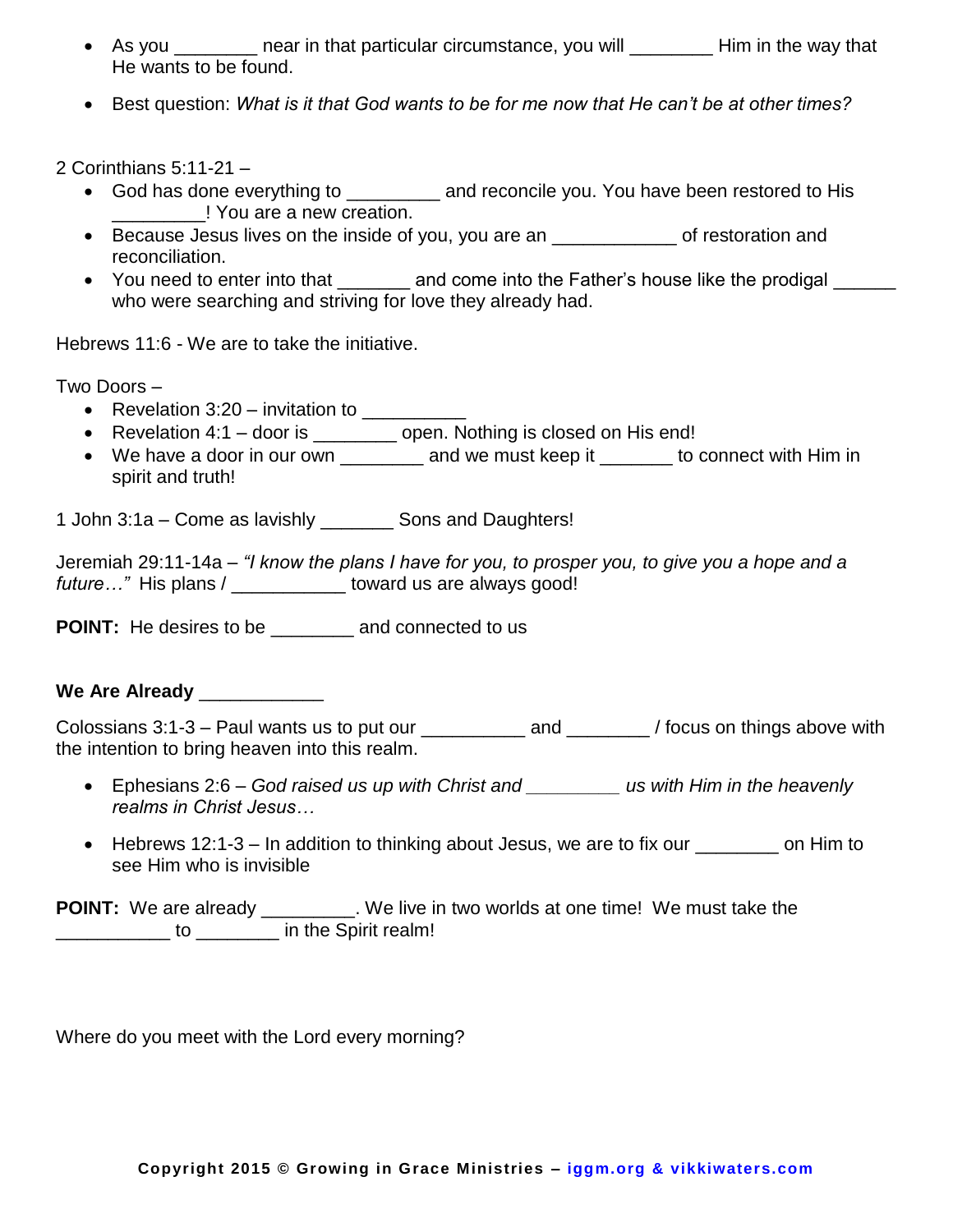- As you ________ near in that particular circumstance, you will ________ Him in the way that He wants to be found.

- Best question: *What is it that God wants to be for me now that He can't be at other times?*

2 Corinthians 5:11-21 –

- God has done everything to _________ and reconcile you. You have been restored to His _________! You are a new creation.
- Because Jesus lives on the inside of you, you are an ____________ of restoration and reconciliation.
- You need to enter into that _______ and come into the Father's house like the prodigal ______ who were searching and striving for love they already had.

Hebrews 11:6 - We are to take the initiative.

Two Doors –

- Revelation 3:20 – invitation to __________
- Revelation 4:1 – door is ________ open. Nothing is closed on His end!
- We have a door in our own ________ and we must keep it _______ to connect with Him in spirit and truth!

1 John 3:1a – Come as lavishly _______ Sons and Daughters!

Jeremiah 29:11-14a – *"I know the plans I have for you, to prosper you, to give you a hope and a future…"* His plans / ___________ toward us are always good!

**POINT:** He desires to be ________ and connected to us

**We Are Already ____________**

Colossians 3:1-3 – Paul wants us to put our __________ and ________ / focus on things above with the intention to bring heaven into this realm.

- Ephesians 2:6 – *God raised us up with Christ and _________ us with Him in the heavenly realms in Christ Jesus…*

- Hebrews 12:1-3 – In addition to thinking about Jesus, we are to fix our ________ on Him to see Him who is invisible

**POINT:** We are already _________. We live in two worlds at one time! We must take the ___________ to ________ in the Spirit realm!

Where do you meet with the Lord every morning?

**Copyright 2015 © Growing in Grace Ministries – iggm.org & vikkiwaters.com**